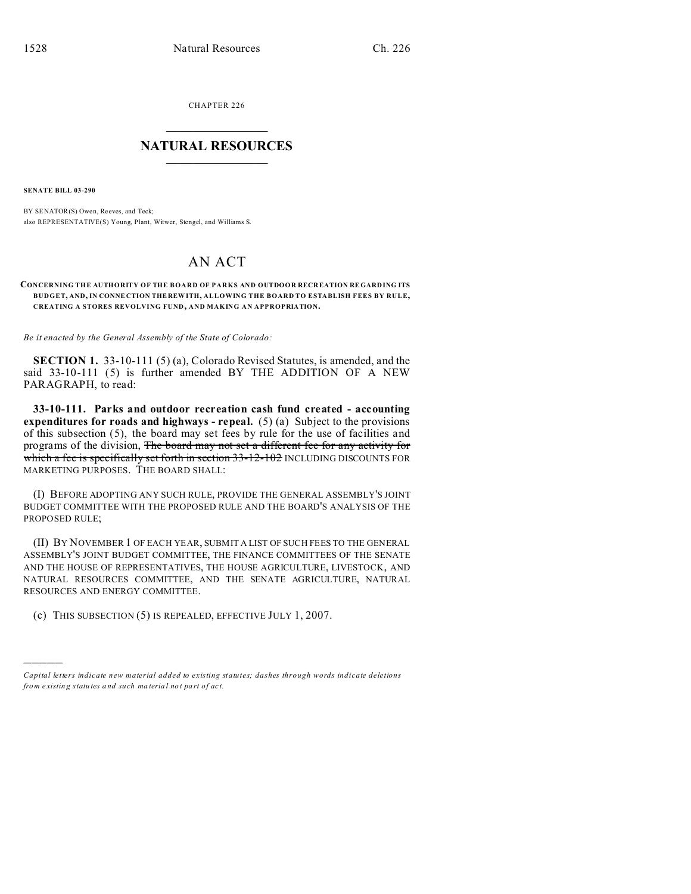CHAPTER 226

# NATURAL RESOURCES

**SENATE BILL 03-290**

BY SENATOR(S) Owen, Reeves, and Teck;
also REPRESENTATIVE(S) Young, Plant, Witwer, Stengel, and Williams S.

# AN ACT

**CONCERNING THE AUTHORITY OF THE BOARD OF PARKS AND OUTDOOR RECREATION REGARDING ITS BUDGET, AND, IN CONNECTION THEREWITH, ALLOWING THE BOARD TO ESTABLISH FEES BY RULE, CREATING A STORES REVOLVING FUND, AND MAKING AN APPROPRIATION.**

*Be it enacted by the General Assembly of the State of Colorado:*

**SECTION 1.** 33-10-111 (5) (a), Colorado Revised Statutes, is amended, and the said 33-10-111 (5) is further amended BY THE ADDITION OF A NEW PARAGRAPH, to read:

**33-10-111. Parks and outdoor recreation cash fund created - accounting expenditures for roads and highways - repeal.** (5) (a) Subject to the provisions of this subsection (5), the board may set fees by rule for the use of facilities and programs of the division, ~~The board may not set a different fee for any activity for which a fee is specifically set forth in section 33-12-102~~ INCLUDING DISCOUNTS FOR MARKETING PURPOSES. THE BOARD SHALL:

(I) BEFORE ADOPTING ANY SUCH RULE, PROVIDE THE GENERAL ASSEMBLY'S JOINT BUDGET COMMITTEE WITH THE PROPOSED RULE AND THE BOARD'S ANALYSIS OF THE PROPOSED RULE;

(II) BY NOVEMBER 1 OF EACH YEAR, SUBMIT A LIST OF SUCH FEES TO THE GENERAL ASSEMBLY'S JOINT BUDGET COMMITTEE, THE FINANCE COMMITTEES OF THE SENATE AND THE HOUSE OF REPRESENTATIVES, THE HOUSE AGRICULTURE, LIVESTOCK, AND NATURAL RESOURCES COMMITTEE, AND THE SENATE AGRICULTURE, NATURAL RESOURCES AND ENERGY COMMITTEE.

(c) THIS SUBSECTION (5) IS REPEALED, EFFECTIVE JULY 1, 2007.

---

*Capital letters indicate new material added to existing statutes; dashes through words indicate deletions from existing statutes and such material not part of act.*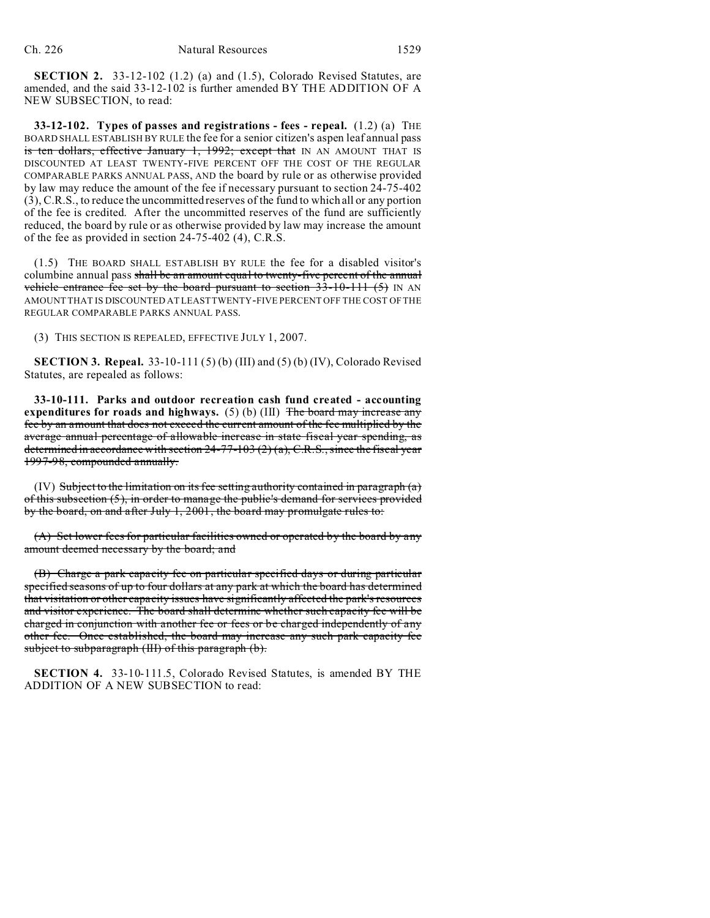**SECTION 2.** 33-12-102 (1.2) (a) and (1.5), Colorado Revised Statutes, are amended, and the said 33-12-102 is further amended BY THE ADDITION OF A NEW SUBSECTION, to read:

**33-12-102. Types of passes and registrations - fees - repeal.** (1.2) (a) THE BOARD SHALL ESTABLISH BY RULE the fee for a senior citizen's aspen leaf annual pass ~~is ten dollars, effective January 1, 1992; except that~~ IN AN AMOUNT THAT IS DISCOUNTED AT LEAST TWENTY-FIVE PERCENT OFF THE COST OF THE REGULAR COMPARABLE PARKS ANNUAL PASS, AND the board by rule or as otherwise provided by law may reduce the amount of the fee if necessary pursuant to section 24-75-402 (3), C.R.S., to reduce the uncommitted reserves of the fund to which all or any portion of the fee is credited. After the uncommitted reserves of the fund are sufficiently reduced, the board by rule or as otherwise provided by law may increase the amount of the fee as provided in section 24-75-402 (4), C.R.S.

(1.5) THE BOARD SHALL ESTABLISH BY RULE the fee for a disabled visitor's columbine annual pass ~~shall be an amount equal to twenty-five percent of the annual vehicle entrance fee set by the board pursuant to section 33-10-111 (5)~~ IN AN AMOUNT THAT IS DISCOUNTED AT LEAST TWENTY-FIVE PERCENT OFF THE COST OF THE REGULAR COMPARABLE PARKS ANNUAL PASS.

(3) THIS SECTION IS REPEALED, EFFECTIVE JULY 1, 2007.

**SECTION 3. Repeal.** 33-10-111 (5) (b) (III) and (5) (b) (IV), Colorado Revised Statutes, are repealed as follows:

**33-10-111. Parks and outdoor recreation cash fund created - accounting expenditures for roads and highways.** (5) (b) (III) ~~The board may increase any fee by an amount that does not exceed the current amount of the fee multiplied by the average annual percentage of allowable increase in state fiscal year spending, as determined in accordance with section 24-77-103 (2) (a), C.R.S., since the fiscal year 1997-98, compounded annually.~~

(IV) ~~Subject to the limitation on its fee setting authority contained in paragraph (a) of this subsection (5), in order to manage the public's demand for services provided by the board, on and after July 1, 2001, the board may promulgate rules to:~~

~~(A) Set lower fees for particular facilities owned or operated by the board by any amount deemed necessary by the board; and~~

~~(B) Charge a park capacity fee on particular specified days or during particular specified seasons of up to four dollars at any park at which the board has determined that visitation or other capacity issues have significantly affected the park's resources and visitor experience. The board shall determine whether such capacity fee will be charged in conjunction with another fee or fees or be charged independently of any other fee. Once established, the board may increase any such park capacity fee subject to subparagraph (III) of this paragraph (b).~~

**SECTION 4.** 33-10-111.5, Colorado Revised Statutes, is amended BY THE ADDITION OF A NEW SUBSECTION to read: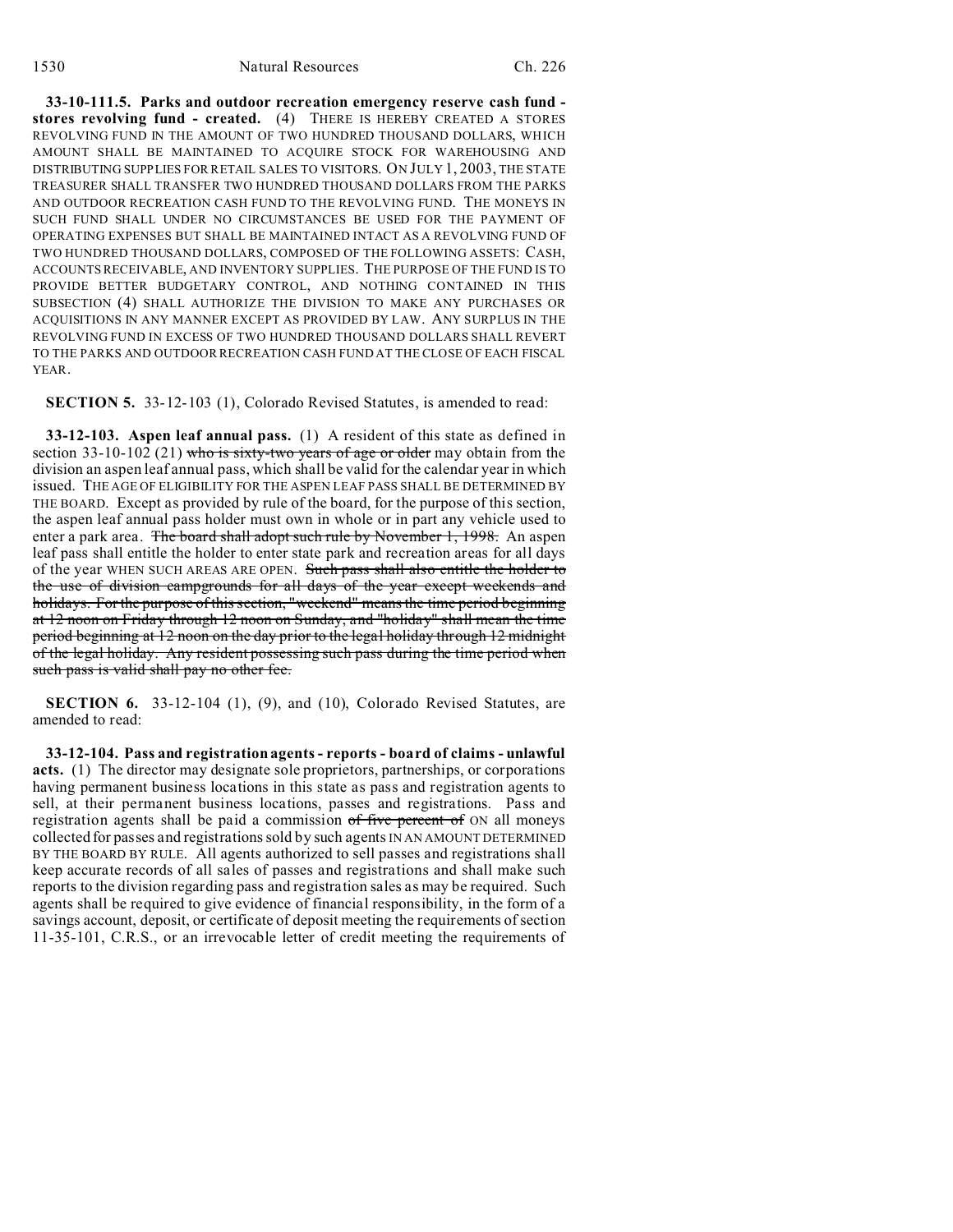**33-10-111.5. Parks and outdoor recreation emergency reserve cash fund - stores revolving fund - created.** (4) THERE IS HEREBY CREATED A STORES REVOLVING FUND IN THE AMOUNT OF TWO HUNDRED THOUSAND DOLLARS, WHICH AMOUNT SHALL BE MAINTAINED TO ACQUIRE STOCK FOR WAREHOUSING AND DISTRIBUTING SUPPLIES FOR RETAIL SALES TO VISITORS. ON JULY 1, 2003, THE STATE TREASURER SHALL TRANSFER TWO HUNDRED THOUSAND DOLLARS FROM THE PARKS AND OUTDOOR RECREATION CASH FUND TO THE REVOLVING FUND. THE MONEYS IN SUCH FUND SHALL UNDER NO CIRCUMSTANCES BE USED FOR THE PAYMENT OF OPERATING EXPENSES BUT SHALL BE MAINTAINED INTACT AS A REVOLVING FUND OF TWO HUNDRED THOUSAND DOLLARS, COMPOSED OF THE FOLLOWING ASSETS: CASH, ACCOUNTS RECEIVABLE, AND INVENTORY SUPPLIES. THE PURPOSE OF THE FUND IS TO PROVIDE BETTER BUDGETARY CONTROL, AND NOTHING CONTAINED IN THIS SUBSECTION (4) SHALL AUTHORIZE THE DIVISION TO MAKE ANY PURCHASES OR ACQUISITIONS IN ANY MANNER EXCEPT AS PROVIDED BY LAW. ANY SURPLUS IN THE REVOLVING FUND IN EXCESS OF TWO HUNDRED THOUSAND DOLLARS SHALL REVERT TO THE PARKS AND OUTDOOR RECREATION CASH FUND AT THE CLOSE OF EACH FISCAL YEAR.

**SECTION 5.** 33-12-103 (1), Colorado Revised Statutes, is amended to read:

**33-12-103. Aspen leaf annual pass.** (1) A resident of this state as defined in section 33-10-102 (21) ~~who is sixty-two years of age or older~~ may obtain from the division an aspen leaf annual pass, which shall be valid for the calendar year in which issued. THE AGE OF ELIGIBILITY FOR THE ASPEN LEAF PASS SHALL BE DETERMINED BY THE BOARD. Except as provided by rule of the board, for the purpose of this section, the aspen leaf annual pass holder must own in whole or in part any vehicle used to enter a park area. ~~The board shall adopt such rule by November 1, 1998.~~ An aspen leaf pass shall entitle the holder to enter state park and recreation areas for all days of the year WHEN SUCH AREAS ARE OPEN. ~~Such pass shall also entitle the holder to the use of division campgrounds for all days of the year except weekends and holidays. For the purpose of this section, "weekend" means the time period beginning at 12 noon on Friday through 12 noon on Sunday, and "holiday" shall mean the time period beginning at 12 noon on the day prior to the legal holiday through 12 midnight of the legal holiday. Any resident possessing such pass during the time period when such pass is valid shall pay no other fee.~~

**SECTION 6.** 33-12-104 (1), (9), and (10), Colorado Revised Statutes, are amended to read:

**33-12-104. Pass and registration agents - reports - board of claims - unlawful acts.** (1) The director may designate sole proprietors, partnerships, or corporations having permanent business locations in this state as pass and registration agents to sell, at their permanent business locations, passes and registrations. Pass and registration agents shall be paid a commission ~~of five percent of~~ ON all moneys collected for passes and registrations sold by such agents IN AN AMOUNT DETERMINED BY THE BOARD BY RULE. All agents authorized to sell passes and registrations shall keep accurate records of all sales of passes and registrations and shall make such reports to the division regarding pass and registration sales as may be required. Such agents shall be required to give evidence of financial responsibility, in the form of a savings account, deposit, or certificate of deposit meeting the requirements of section 11-35-101, C.R.S., or an irrevocable letter of credit meeting the requirements of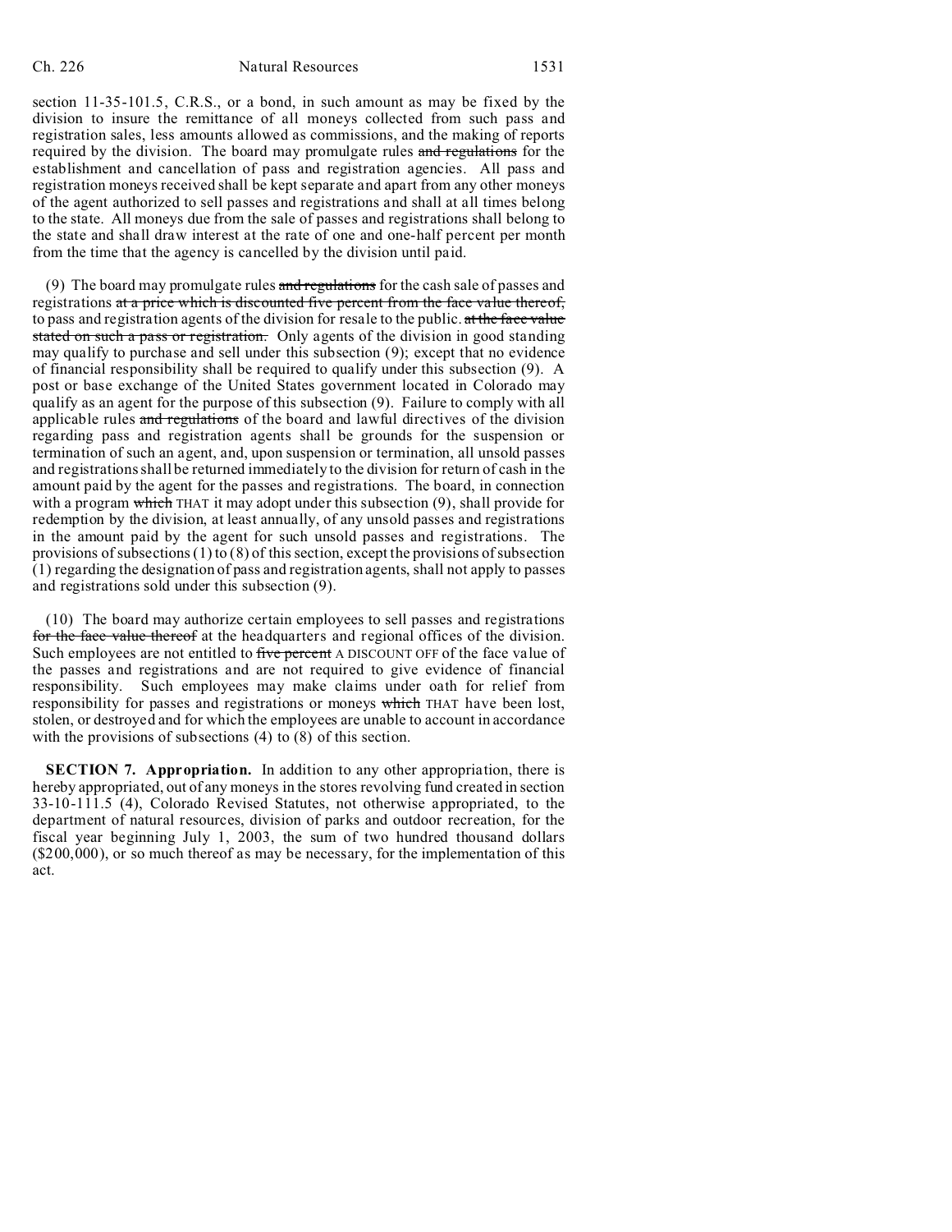section 11-35-101.5, C.R.S., or a bond, in such amount as may be fixed by the division to insure the remittance of all moneys collected from such pass and registration sales, less amounts allowed as commissions, and the making of reports required by the division. The board may promulgate rules ~~and regulations~~ for the establishment and cancellation of pass and registration agencies. All pass and registration moneys received shall be kept separate and apart from any other moneys of the agent authorized to sell passes and registrations and shall at all times belong to the state. All moneys due from the sale of passes and registrations shall belong to the state and shall draw interest at the rate of one and one-half percent per month from the time that the agency is cancelled by the division until paid.

(9) The board may promulgate rules ~~and regulations~~ for the cash sale of passes and registrations ~~at a price which is discounted five percent from the face value thereof,~~ to pass and registration agents of the division for resale to the public. ~~at the face value stated on such a pass or registration.~~ Only agents of the division in good standing may qualify to purchase and sell under this subsection (9); except that no evidence of financial responsibility shall be required to qualify under this subsection (9). A post or base exchange of the United States government located in Colorado may qualify as an agent for the purpose of this subsection (9). Failure to comply with all applicable rules ~~and regulations~~ of the board and lawful directives of the division regarding pass and registration agents shall be grounds for the suspension or termination of such an agent, and, upon suspension or termination, all unsold passes and registrations shall be returned immediately to the division for return of cash in the amount paid by the agent for the passes and registrations. The board, in connection with a program ~~which~~ THAT it may adopt under this subsection (9), shall provide for redemption by the division, at least annually, of any unsold passes and registrations in the amount paid by the agent for such unsold passes and registrations. The provisions of subsections (1) to (8) of this section, except the provisions of subsection (1) regarding the designation of pass and registration agents, shall not apply to passes and registrations sold under this subsection (9).

(10) The board may authorize certain employees to sell passes and registrations ~~for the face value thereof~~ at the headquarters and regional offices of the division. Such employees are not entitled to ~~five percent~~ A DISCOUNT OFF of the face value of the passes and registrations and are not required to give evidence of financial responsibility. Such employees may make claims under oath for relief from responsibility for passes and registrations or moneys ~~which~~ THAT have been lost, stolen, or destroyed and for which the employees are unable to account in accordance with the provisions of subsections (4) to (8) of this section.

**SECTION 7. Appropriation.** In addition to any other appropriation, there is hereby appropriated, out of any moneys in the stores revolving fund created in section 33-10-111.5 (4), Colorado Revised Statutes, not otherwise appropriated, to the department of natural resources, division of parks and outdoor recreation, for the fiscal year beginning July 1, 2003, the sum of two hundred thousand dollars ($200,000), or so much thereof as may be necessary, for the implementation of this act.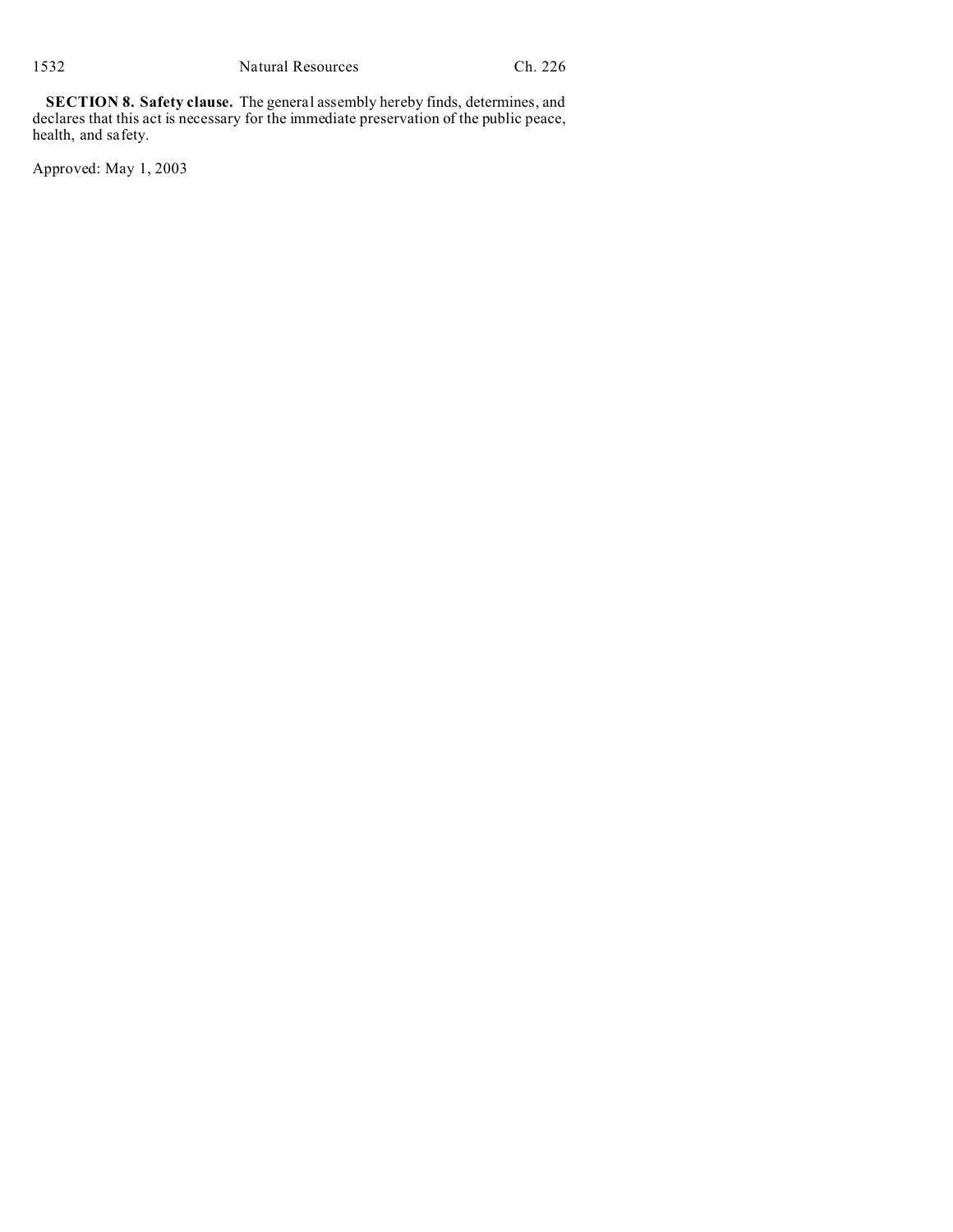**SECTION 8. Safety clause.** The general assembly hereby finds, determines, and declares that this act is necessary for the immediate preservation of the public peace, health, and safety.

Approved: May 1, 2003